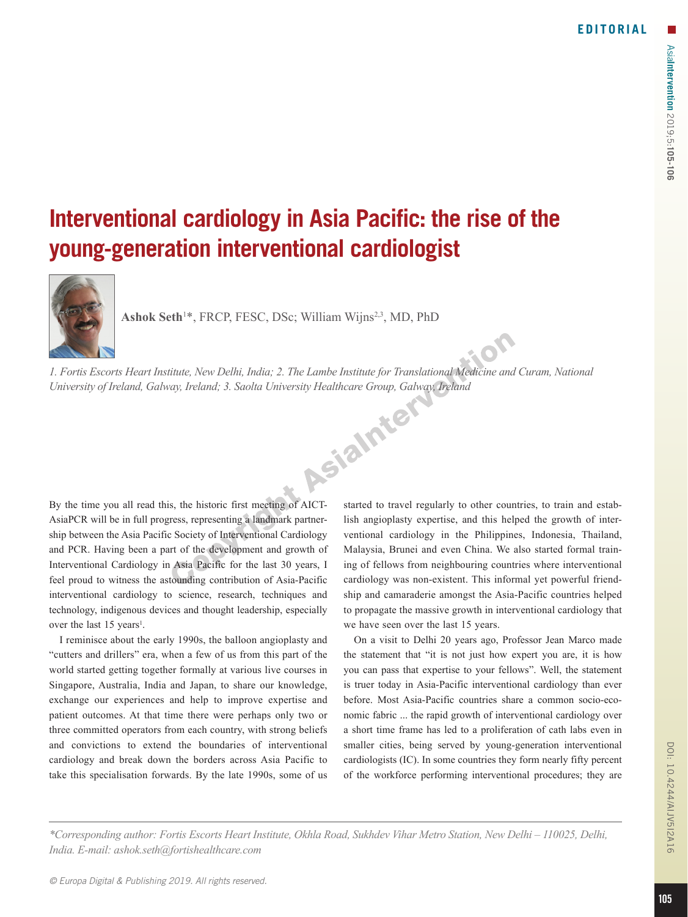EDITORIAL

# Interventional cardiology in Asia Pacific: the rise of the young-generation interventional cardiologist

**Ashok Seth**[1]*, FRCP, FESC, DSc; William Wijns[2,3], MD, PhD

*1. Fortis Escorts Heart Institute, New Delhi, India; 2. The Lambe Institute for Translational Medicine and Curam, National University of Ireland, Galway, Ireland; 3. Saolta University Healthcare Group, Galway, Ireland*

By the time you all read this, the historic first meeting of AICT-AsiaPCR will be in full progress, representing a landmark partnership between the Asia Pacific Society of Interventional Cardiology and PCR. Having been a part of the development and growth of Interventional Cardiology in Asia Pacific for the last 30 years, I feel proud to witness the astounding contribution of Asia-Pacific interventional cardiology to science, research, techniques and technology, indigenous devices and thought leadership, especially over the last 15 years[1].

I reminisce about the early 1990s, the balloon angioplasty and "cutters and drillers" era, when a few of us from this part of the world started getting together formally at various live courses in Singapore, Australia, India and Japan, to share our knowledge, exchange our experiences and help to improve expertise and patient outcomes. At that time there were perhaps only two or three committed operators from each country, with strong beliefs and convictions to extend the boundaries of interventional cardiology and break down the borders across Asia Pacific to take this specialisation forwards. By the late 1990s, some of us started to travel regularly to other countries, to train and establish angioplasty expertise, and this helped the growth of interventional cardiology in the Philippines, Indonesia, Thailand, Malaysia, Brunei and even China. We also started formal training of fellows from neighbouring countries where interventional cardiology was non-existent. This informal yet powerful friendship and camaraderie amongst the Asia-Pacific countries helped to propagate the massive growth in interventional cardiology that we have seen over the last 15 years.

On a visit to Delhi 20 years ago, Professor Jean Marco made the statement that "it is not just how expert you are, it is how you can pass that expertise to your fellows". Well, the statement is truer today in Asia-Pacific interventional cardiology than ever before. Most Asia-Pacific countries share a common socio-economic fabric ... the rapid growth of interventional cardiology over a short time frame has led to a proliferation of cath labs even in smaller cities, being served by young-generation interventional cardiologists (IC). In some countries they form nearly fifty percent of the workforce performing interventional procedures; they are

*\*Corresponding author: Fortis Escorts Heart Institute, Okhla Road, Sukhdev Vihar Metro Station, New Delhi – 110025, Delhi, India. E-mail: ashok.seth@fortishealthcare.com*

© Europa Digital & Publishing 2019. All rights reserved.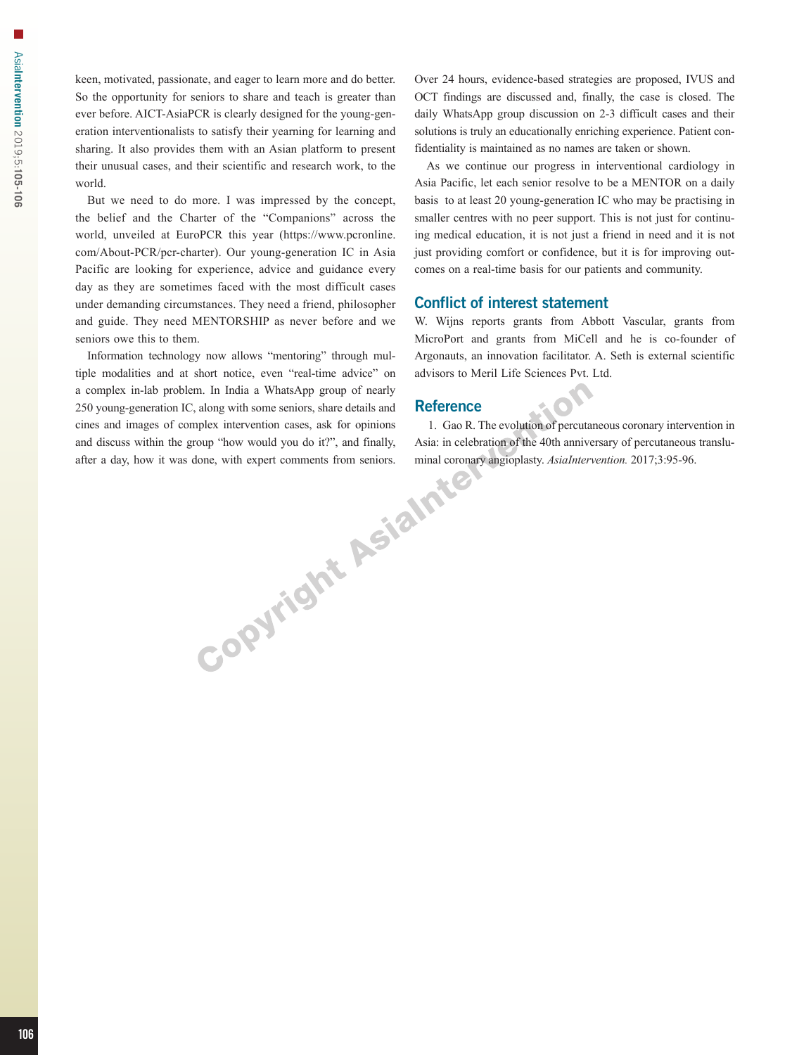keen, motivated, passionate, and eager to learn more and do better. So the opportunity for seniors to share and teach is greater than ever before. AICT-AsiaPCR is clearly designed for the young-generation interventionalists to satisfy their yearning for learning and sharing. It also provides them with an Asian platform to present their unusual cases, and their scientific and research work, to the world.

But we need to do more. I was impressed by the concept, the belief and the Charter of the "Companions" across the world, unveiled at EuroPCR this year (https://www.pcronline.com/About-PCR/pcr-charter). Our young-generation IC in Asia Pacific are looking for experience, advice and guidance every day as they are sometimes faced with the most difficult cases under demanding circumstances. They need a friend, philosopher and guide. They need MENTORSHIP as never before and we seniors owe this to them.

Information technology now allows "mentoring" through multiple modalities and at short notice, even "real-time advice" on a complex in-lab problem. In India a WhatsApp group of nearly 250 young-generation IC, along with some seniors, share details and cines and images of complex intervention cases, ask for opinions and discuss within the group "how would you do it?", and finally, after a day, how it was done, with expert comments from seniors. Over 24 hours, evidence-based strategies are proposed, IVUS and OCT findings are discussed and, finally, the case is closed. The daily WhatsApp group discussion on 2-3 difficult cases and their solutions is truly an educationally enriching experience. Patient confidentiality is maintained as no names are taken or shown.

As we continue our progress in interventional cardiology in Asia Pacific, let each senior resolve to be a MENTOR on a daily basis to at least 20 young-generation IC who may be practising in smaller centres with no peer support. This is not just for continuing medical education, it is not just a friend in need and it is not just providing comfort or confidence, but it is for improving outcomes on a real-time basis for our patients and community.

## Conflict of interest statement

W. Wijns reports grants from Abbott Vascular, grants from MicroPort and grants from MiCell and he is co-founder of Argonauts, an innovation facilitator. A. Seth is external scientific advisors to Meril Life Sciences Pvt. Ltd.

## Reference

1. Gao R. The evolution of percutaneous coronary intervention in Asia: in celebration of the 40th anniversary of percutaneous transluminal coronary angioplasty. *AsiaIntervention.* 2017;3:95-96.